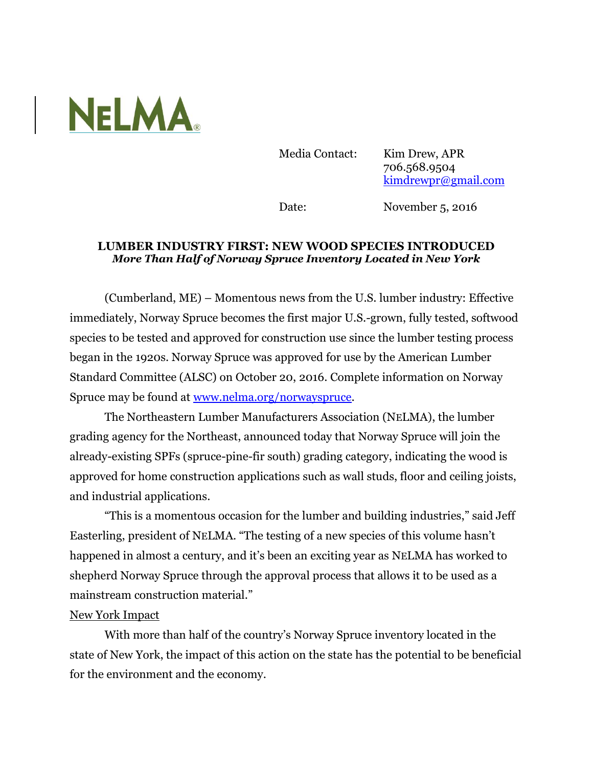NELMA

Media Contact: Kim Drew, APR
706.568.9504
kimdrewpr@gmail.com

Date: November 5, 2016

# LUMBER INDUSTRY FIRST: NEW WOOD SPECIES INTRODUCED

***More Than Half of Norway Spruce Inventory Located in New York***

(Cumberland, ME) – Momentous news from the U.S. lumber industry: Effective immediately, Norway Spruce becomes the first major U.S.-grown, fully tested, softwood species to be tested and approved for construction use since the lumber testing process began in the 1920s. Norway Spruce was approved for use by the American Lumber Standard Committee (ALSC) on October 20, 2016. Complete information on Norway Spruce may be found at [www.nelma.org/norwayspruce](www.nelma.org/norwayspruce).

The Northeastern Lumber Manufacturers Association (NELMA), the lumber grading agency for the Northeast, announced today that Norway Spruce will join the already-existing SPFs (spruce-pine-fir south) grading category, indicating the wood is approved for home construction applications such as wall studs, floor and ceiling joists, and industrial applications.

"This is a momentous occasion for the lumber and building industries," said Jeff Easterling, president of NELMA. "The testing of a new species of this volume hasn't happened in almost a century, and it's been an exciting year as NELMA has worked to shepherd Norway Spruce through the approval process that allows it to be used as a mainstream construction material."

New York Impact

With more than half of the country's Norway Spruce inventory located in the state of New York, the impact of this action on the state has the potential to be beneficial for the environment and the economy.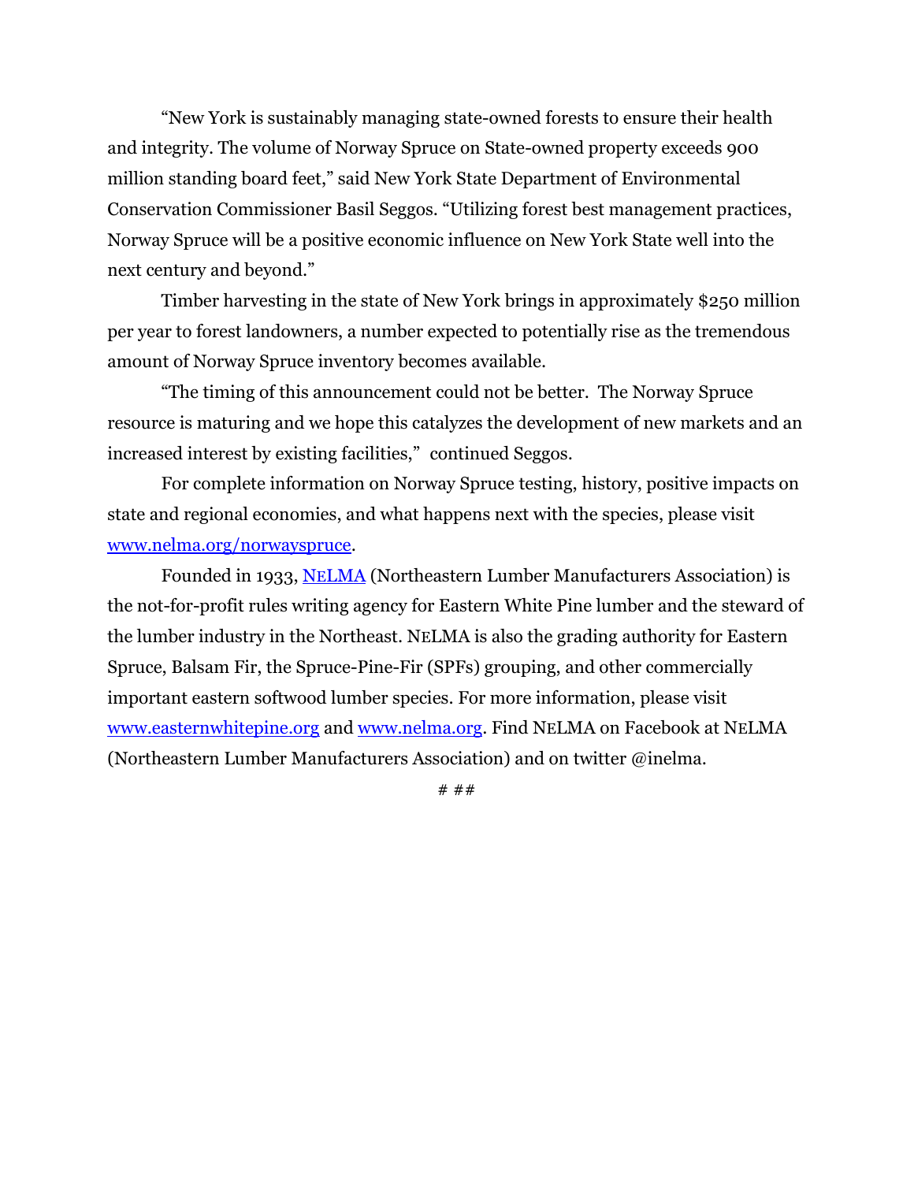"New York is sustainably managing state-owned forests to ensure their health and integrity. The volume of Norway Spruce on State-owned property exceeds 900 million standing board feet," said New York State Department of Environmental Conservation Commissioner Basil Seggos. "Utilizing forest best management practices, Norway Spruce will be a positive economic influence on New York State well into the next century and beyond."

Timber harvesting in the state of New York brings in approximately $250 million per year to forest landowners, a number expected to potentially rise as the tremendous amount of Norway Spruce inventory becomes available.

"The timing of this announcement could not be better. The Norway Spruce resource is maturing and we hope this catalyzes the development of new markets and an increased interest by existing facilities," continued Seggos.

For complete information on Norway Spruce testing, history, positive impacts on state and regional economies, and what happens next with the species, please visit [www.nelma.org/norwayspruce](http://www.nelma.org/norwayspruce).

Founded in 1933, [NELMA](http://www.nelma.org) (Northeastern Lumber Manufacturers Association) is the not-for-profit rules writing agency for Eastern White Pine lumber and the steward of the lumber industry in the Northeast. NELMA is also the grading authority for Eastern Spruce, Balsam Fir, the Spruce-Pine-Fir (SPFs) grouping, and other commercially important eastern softwood lumber species. For more information, please visit [www.easternwhitepine.org](http://www.easternwhitepine.org) and [www.nelma.org](http://www.nelma.org). Find NELMA on Facebook at NELMA (Northeastern Lumber Manufacturers Association) and on twitter @inelma.

# ##